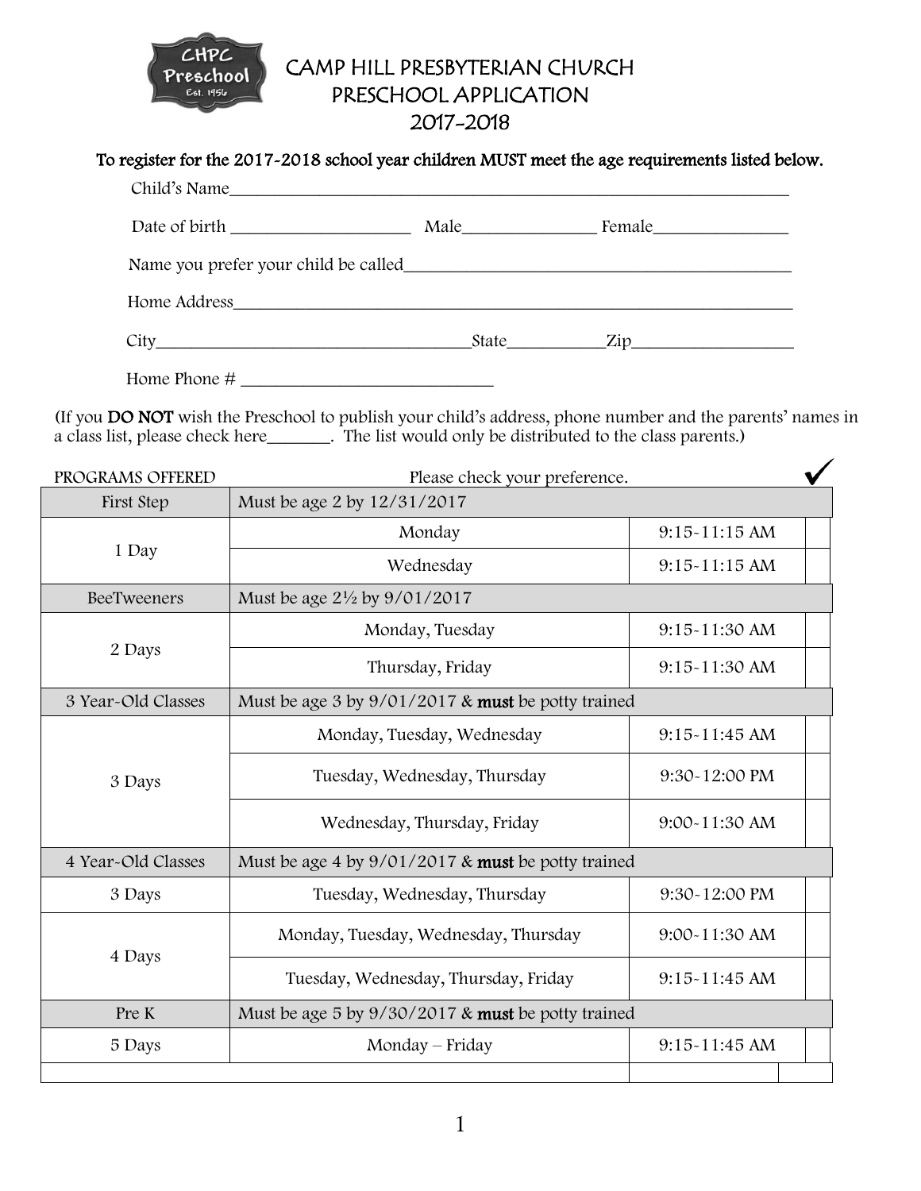# CAMP HILL PRESBYTERIAN CHURCH
# PRESCHOOL APPLICATION
# 2017-2018

**To register for the 2017-2018 school year children MUST meet the age requirements listed below.**

Child's Name_______________________________________________

Date of birth ____________________ Male______________ Female______________

Name you prefer your child be called________________________________

Home Address_______________________________________________

City______________________________State__________Zip________________

Home Phone # ___________________________

(If you **DO NOT** wish the Preschool to publish your child's address, phone number and the parents' names in a class list, please check here_______. The list would only be distributed to the class parents.)

PROGRAMS OFFERED — Please check your preference. ✓

| First Step | Must be age 2 by 12/31/2017 | | |
|---|---|---|---|
| 1 Day | Monday | 9:15-11:15 AM | |
| | Wednesday | 9:15-11:15 AM | |
| **BeeTweeners** | **Must be age 2½ by 9/01/2017** | | |
| 2 Days | Monday, Tuesday | 9:15-11:30 AM | |
| | Thursday, Friday | 9:15-11:30 AM | |
| **3 Year-Old Classes** | **Must be age 3 by 9/01/2017 & must be potty trained** | | |
| 3 Days | Monday, Tuesday, Wednesday | 9:15-11:45 AM | |
| | Tuesday, Wednesday, Thursday | 9:30-12:00 PM | |
| | Wednesday, Thursday, Friday | 9:00-11:30 AM | |
| **4 Year-Old Classes** | **Must be age 4 by 9/01/2017 & must be potty trained** | | |
| 3 Days | Tuesday, Wednesday, Thursday | 9:30-12:00 PM | |
| 4 Days | Monday, Tuesday, Wednesday, Thursday | 9:00-11:30 AM | |
| | Tuesday, Wednesday, Thursday, Friday | 9:15-11:45 AM | |
| **Pre K** | **Must be age 5 by 9/30/2017 & must be potty trained** | | |
| 5 Days | Monday – Friday | 9:15-11:45 AM | |
| | | | |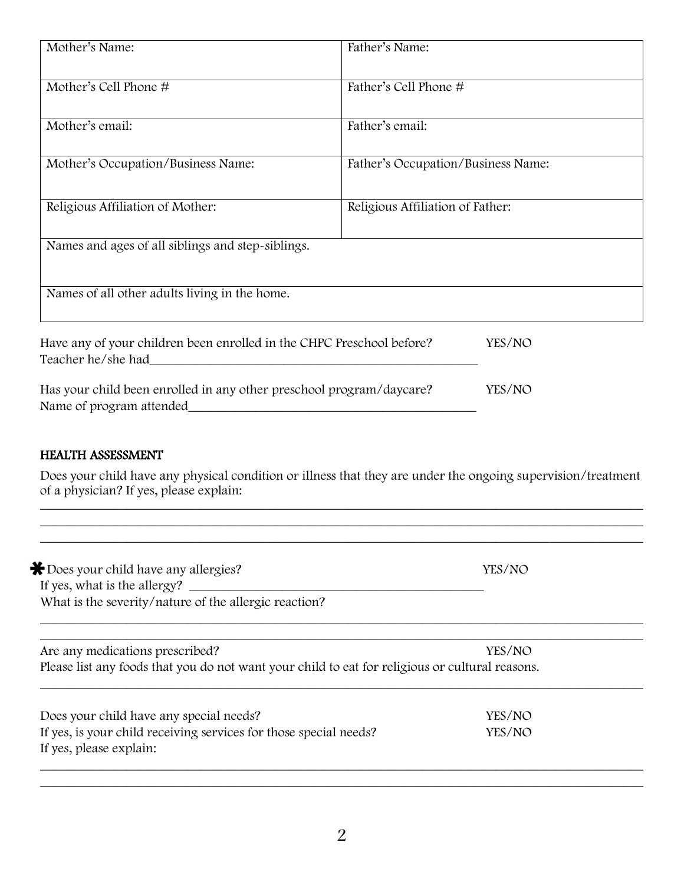| Mother's Name: | Father's Name: |
| --- | --- |
| Mother's Cell Phone # | Father's Cell Phone # |
| Mother's email: | Father's email: |
| Mother's Occupation/Business Name: | Father's Occupation/Business Name: |
| Religious Affiliation of Mother: | Religious Affiliation of Father: |
| Names and ages of all siblings and step-siblings. | |
| Names of all other adults living in the home. | |

Have any of your children been enrolled in the CHPC Preschool before? YES/NO
Teacher he/she had_______________________________________________

Has your child been enrolled in any other preschool program/daycare? YES/NO
Name of program attended_________________________________________

**HEALTH ASSESSMENT**

Does your child have any physical condition or illness that they are under the ongoing supervision/treatment of a physician? If yes, please explain:
_______________________________________________________________________________
_______________________________________________________________________________
_______________________________________________________________________________

✱ Does your child have any allergies? YES/NO
If yes, what is the allergy? _________________________________________
What is the severity/nature of the allergic reaction?
_______________________________________________________________________________
_______________________________________________________________________________

Are any medications prescribed? YES/NO
Please list any foods that you do not want your child to eat for religious or cultural reasons.
_______________________________________________________________________________

Does your child have any special needs? YES/NO
If yes, is your child receiving services for those special needs? YES/NO
If yes, please explain:
_______________________________________________________________________________
_______________________________________________________________________________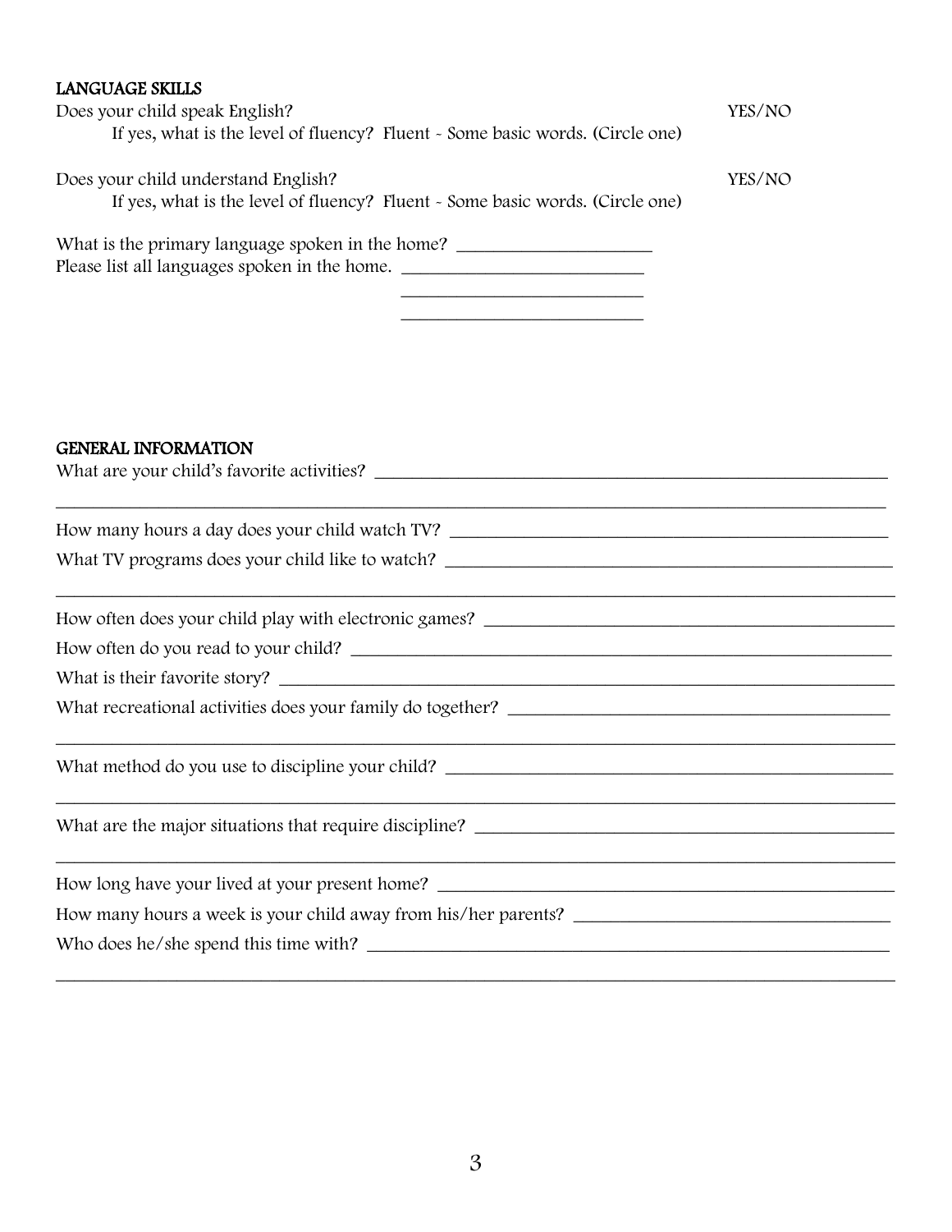## LANGUAGE SKILLS

Does your child speak English? YES/NO

If yes, what is the level of fluency? Fluent - Some basic words. (Circle one)

Does your child understand English? YES/NO

If yes, what is the level of fluency? Fluent - Some basic words. (Circle one)

What is the primary language spoken in the home? ____________________

Please list all languages spoken in the home. ____________________

____________________

____________________

## GENERAL INFORMATION

What are your child's favorite activities? ____________________

____________________

How many hours a day does your child watch TV? ____________________

What TV programs does your child like to watch? ____________________

____________________

How often does your child play with electronic games? ____________________

How often do you read to your child? ____________________

What is their favorite story? ____________________

What recreational activities does your family do together? ____________________

____________________

What method do you use to discipline your child? ____________________

____________________

What are the major situations that require discipline? ____________________

____________________

How long have your lived at your present home? ____________________

How many hours a week is your child away from his/her parents? ____________________

Who does he/she spend this time with? ____________________

____________________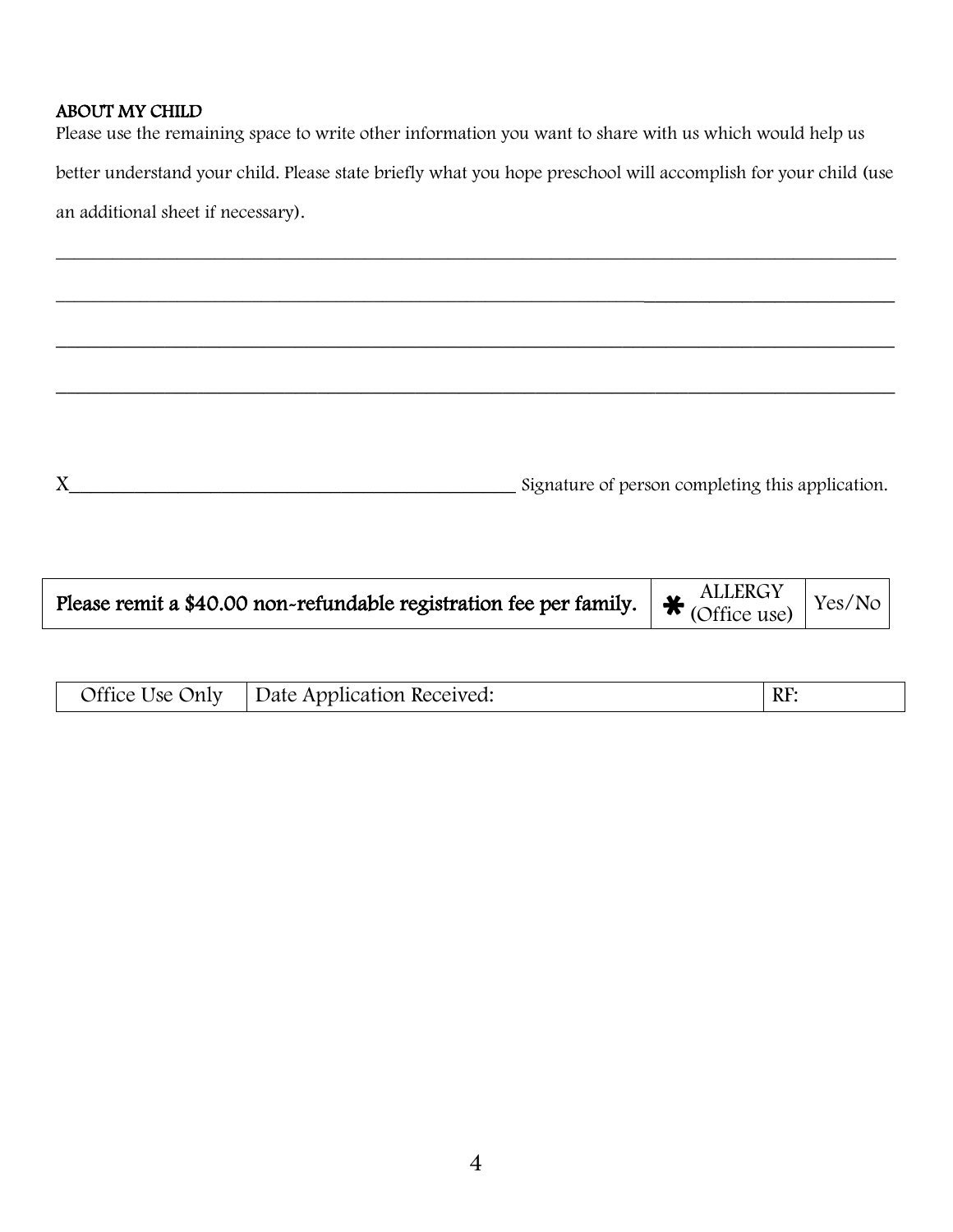**ABOUT MY CHILD**

Please use the remaining space to write other information you want to share with us which would help us better understand your child. Please state briefly what you hope preschool will accomplish for your child (use an additional sheet if necessary).

\_\_\_\_\_\_\_\_\_\_\_\_\_\_\_\_\_\_\_\_\_\_\_\_\_\_\_\_\_\_\_\_\_\_\_\_\_\_\_\_\_\_\_\_\_\_\_\_\_\_\_\_\_\_\_\_\_\_\_\_\_\_\_\_\_\_\_\_\_\_\_\_\_\_\_\_\_\_

\_\_\_\_\_\_\_\_\_\_\_\_\_\_\_\_\_\_\_\_\_\_\_\_\_\_\_\_\_\_\_\_\_\_\_\_\_\_\_\_\_\_\_\_\_\_\_\_\_\_\_\_\_\_\_\_\_\_\_\_\_\_\_\_\_\_\_\_\_\_\_\_\_\_\_\_\_\_

\_\_\_\_\_\_\_\_\_\_\_\_\_\_\_\_\_\_\_\_\_\_\_\_\_\_\_\_\_\_\_\_\_\_\_\_\_\_\_\_\_\_\_\_\_\_\_\_\_\_\_\_\_\_\_\_\_\_\_\_\_\_\_\_\_\_\_\_\_\_\_\_\_\_\_\_\_\_

\_\_\_\_\_\_\_\_\_\_\_\_\_\_\_\_\_\_\_\_\_\_\_\_\_\_\_\_\_\_\_\_\_\_\_\_\_\_\_\_\_\_\_\_\_\_\_\_\_\_\_\_\_\_\_\_\_\_\_\_\_\_\_\_\_\_\_\_\_\_\_\_\_\_\_\_\_\_

X\_\_\_\_\_\_\_\_\_\_\_\_\_\_\_\_\_\_\_\_\_\_\_\_\_\_\_\_\_\_\_\_\_\_\_\_\_\_\_\_\_\_\_\_ Signature of person completing this application.

| | | |
|---|---|---|
| **Please remit a $40.00 non-refundable registration fee per family.** | * ALLERGY (Office use) | Yes/No |

| | | |
|---|---|---|
| Office Use Only | Date Application Received: | RF: |